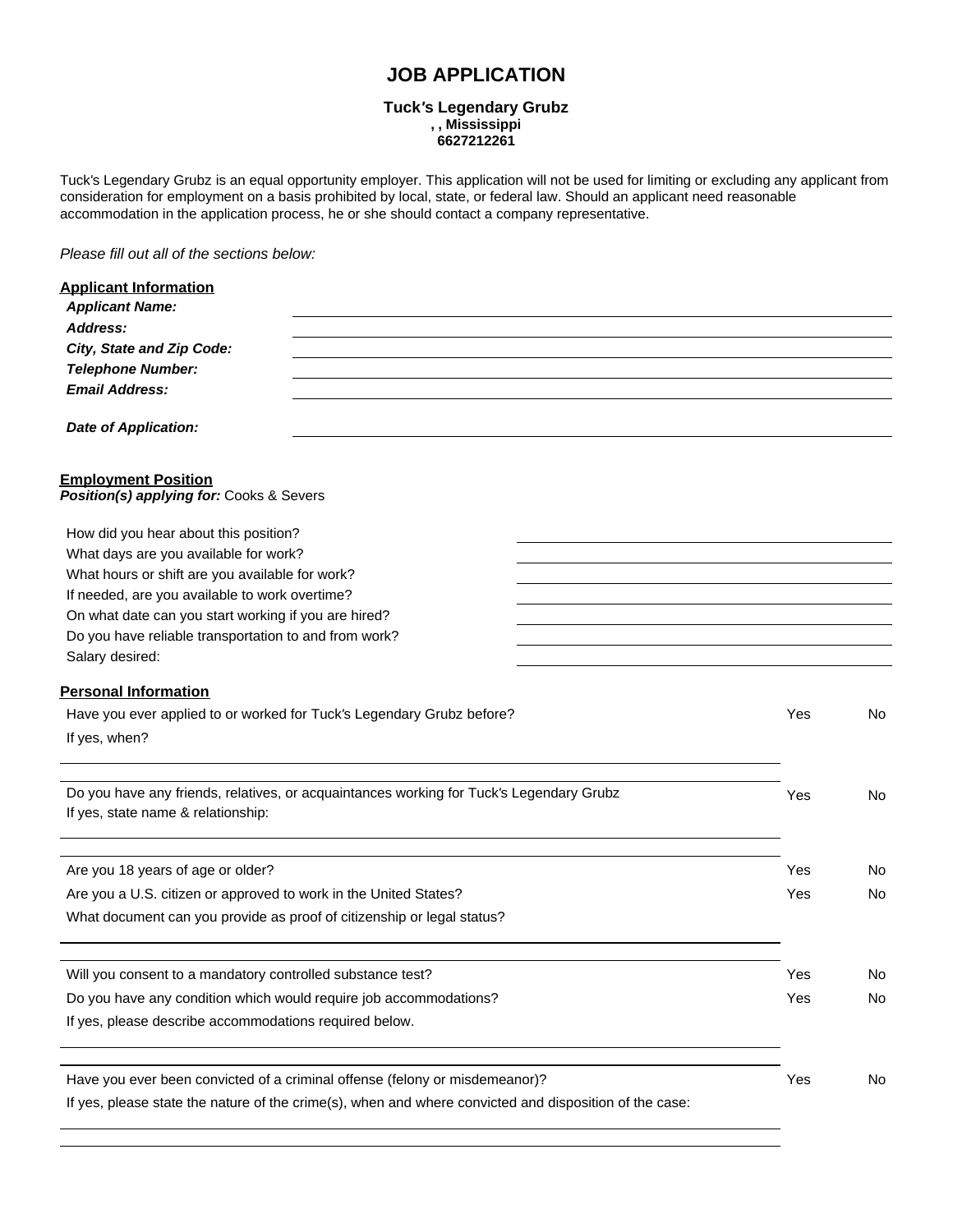# JOB APPLICATION

**Tuck's Legendary Grubz**
**, , Mississippi**
**6627212261**

Tuck's Legendary Grubz is an equal opportunity employer. This application will not be used for limiting or excluding any applicant from consideration for employment on a basis prohibited by local, state, or federal law. Should an applicant need reasonable accommodation in the application process, he or she should contact a company representative.

*Please fill out all of the sections below:*

**Applicant Information**

***Applicant Name:*** ______________________________

***Address:*** ______________________________

***City, State and Zip Code:*** ______________________________

***Telephone Number:*** ______________________________

***Email Address:*** ______________________________

***Date of Application:*** ______________________________

**Employment Position**

***Position(s) applying for:*** Cooks & Severs

How did you hear about this position? ______________________________

What days are you available for work? ______________________________

What hours or shift are you available for work? ______________________________

If needed, are you available to work overtime? ______________________________

On what date can you start working if you are hired? ______________________________

Do you have reliable transportation to and from work? ______________________________

Salary desired: ______________________________

**Personal Information**

Have you ever applied to or worked for Tuck's Legendary Grubz before? Yes No

If yes, when?

______________________________

______________________________

Do you have any friends, relatives, or acquaintances working for Tuck's Legendary Grubz Yes No

If yes, state name & relationship:

______________________________

______________________________

Are you 18 years of age or older? Yes No

Are you a U.S. citizen or approved to work in the United States? Yes No

What document can you provide as proof of citizenship or legal status?

______________________________

______________________________

Will you consent to a mandatory controlled substance test? Yes No

Do you have any condition which would require job accommodations? Yes No

If yes, please describe accommodations required below.

______________________________

______________________________

Have you ever been convicted of a criminal offense (felony or misdemeanor)? Yes No

If yes, please state the nature of the crime(s), when and where convicted and disposition of the case:

______________________________

______________________________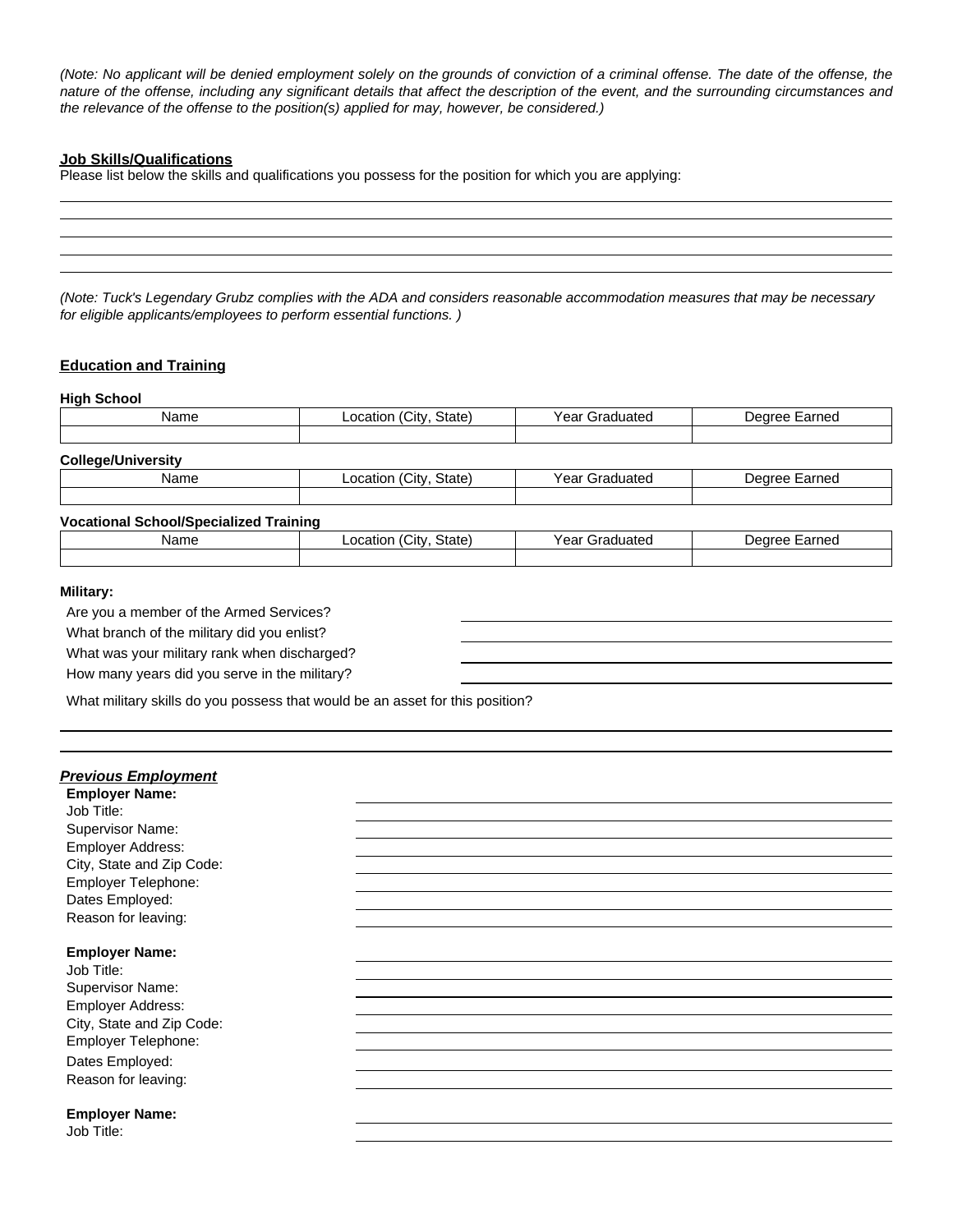*(Note: No applicant will be denied employment solely on the grounds of conviction of a criminal offense. The date of the offense, the nature of the offense, including any significant details that affect the description of the event, and the surrounding circumstances and the relevance of the offense to the position(s) applied for may, however, be considered.)*

## Job Skills/Qualifications

Please list below the skills and qualifications you possess for the position for which you are applying:

_______________________________________________

_______________________________________________

_______________________________________________

_______________________________________________

_______________________________________________

*(Note: Tuck's Legendary Grubz complies with the ADA and considers reasonable accommodation measures that may be necessary for eligible applicants/employees to perform essential functions. )*

## Education and Training

**High School**

| Name | Location (City, State) | Year Graduated | Degree Earned |
|---|---|---|---|
| | | | |

**College/University**

| Name | Location (City, State) | Year Graduated | Degree Earned |
|---|---|---|---|
| | | | |

**Vocational School/Specialized Training**

| Name | Location (City, State) | Year Graduated | Degree Earned |
|---|---|---|---|
| | | | |

**Military:**

Are you a member of the Armed Services? _______________

What branch of the military did you enlist? _______________

What was your military rank when discharged? _______________

How many years did you serve in the military? _______________

What military skills do you possess that would be an asset for this position?

_______________________________________________

_______________________________________________

## *Previous Employment*

**Employer Name:** _______________

Job Title: _______________

Supervisor Name: _______________

Employer Address: _______________

City, State and Zip Code: _______________

Employer Telephone: _______________

Dates Employed: _______________

Reason for leaving: _______________

**Employer Name:** _______________

Job Title: _______________

Supervisor Name: _______________

Employer Address: _______________

City, State and Zip Code: _______________

Employer Telephone: _______________

Dates Employed: _______________

Reason for leaving: _______________

**Employer Name:** _______________

Job Title: _______________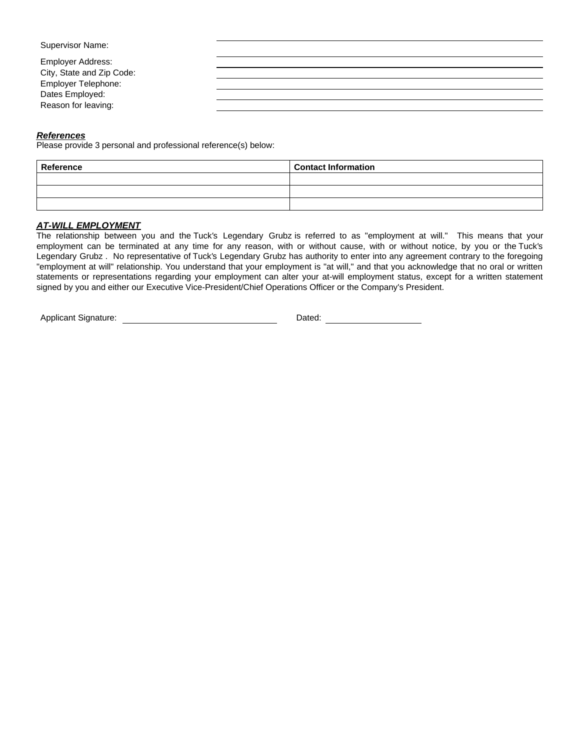Supervisor Name: ____________________

Employer Address: ____________________

City, State and Zip Code: ____________________

Employer Telephone: ____________________

Dates Employed: ____________________

Reason for leaving: ____________________

***References***

Please provide 3 personal and professional reference(s) below:

| Reference | Contact Information |
|---|---|
| | |
| | |
| | |

***AT-WILL EMPLOYMENT***

The relationship between you and the Tuck's Legendary Grubz is referred to as "employment at will." This means that your employment can be terminated at any time for any reason, with or without cause, with or without notice, by you or the Tuck's Legendary Grubz . No representative of Tuck's Legendary Grubz has authority to enter into any agreement contrary to the foregoing "employment at will" relationship. You understand that your employment is "at will," and that you acknowledge that no oral or written statements or representations regarding your employment can alter your at-will employment status, except for a written statement signed by you and either our Executive Vice-President/Chief Operations Officer or the Company's President.

Applicant Signature: ____________________ Dated: ____________________